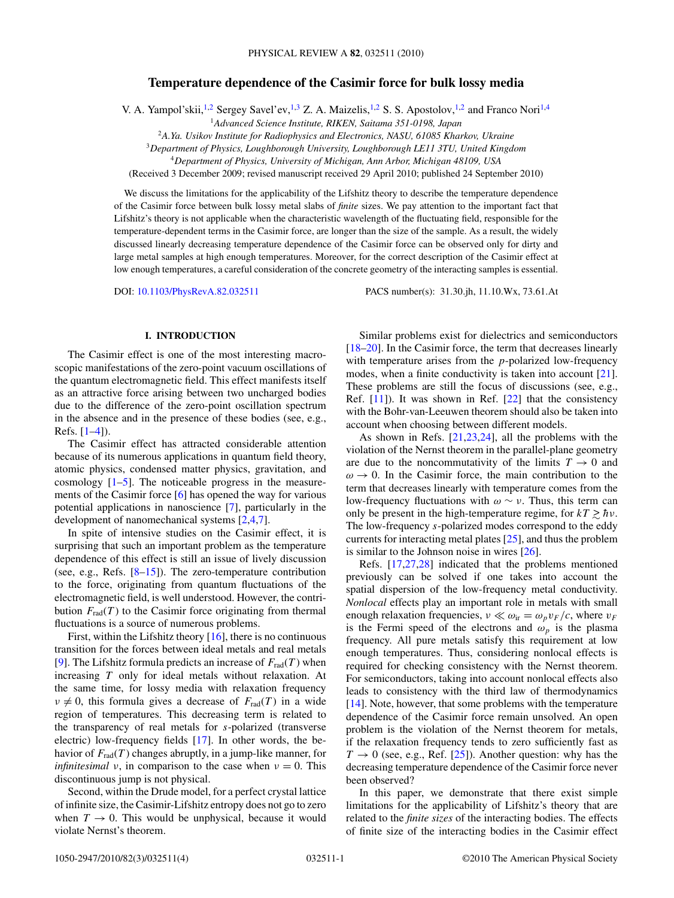# Temperature dependence of the Casimir force for bulk lossy media

V. A. Yampol'skii,[1,2] Sergey Savel'ev,[1,3] Z. A. Maizelis,[1,2] S. S. Apostolov,[1,2] and Franco Nori[1,4]

[1] *Advanced Science Institute, RIKEN, Saitama 351-0198, Japan*

[2] *A.Ya. Usikov Institute for Radiophysics and Electronics, NASU, 61085 Kharkov, Ukraine*

[3] *Department of Physics, Loughborough University, Loughborough LE11 3TU, United Kingdom*

[4] *Department of Physics, University of Michigan, Ann Arbor, Michigan 48109, USA*

(Received 3 December 2009; revised manuscript received 29 April 2010; published 24 September 2010)

We discuss the limitations for the applicability of the Lifshitz theory to describe the temperature dependence of the Casimir force between bulk lossy metal slabs of *finite* sizes. We pay attention to the important fact that Lifshitz's theory is not applicable when the characteristic wavelength of the fluctuating field, responsible for the temperature-dependent terms in the Casimir force, are longer than the size of the sample. As a result, the widely discussed linearly decreasing temperature dependence of the Casimir force can be observed only for dirty and large metal samples at high enough temperatures. Moreover, for the correct description of the Casimir effect at low enough temperatures, a careful consideration of the concrete geometry of the interacting samples is essential.

DOI: 10.1103/PhysRevA.82.032511

PACS number(s): 31.30.jh, 11.10.Wx, 73.61.At

## I. INTRODUCTION

The Casimir effect is one of the most interesting macroscopic manifestations of the zero-point vacuum oscillations of the quantum electromagnetic field. This effect manifests itself as an attractive force arising between two uncharged bodies due to the difference of the zero-point oscillation spectrum in the absence and in the presence of these bodies (see, e.g., Refs. [1–4]).

The Casimir effect has attracted considerable attention because of its numerous applications in quantum field theory, atomic physics, condensed matter physics, gravitation, and cosmology [1–5]. The noticeable progress in the measurements of the Casimir force [6] has opened the way for various potential applications in nanoscience [7], particularly in the development of nanomechanical systems [2,4,7].

In spite of intensive studies on the Casimir effect, it is surprising that such an important problem as the temperature dependence of this effect is still an issue of lively discussion (see, e.g., Refs. [8–15]). The zero-temperature contribution to the force, originating from quantum fluctuations of the electromagnetic field, is well understood. However, the contribution $F_{\rm rad}(T)$ to the Casimir force originating from thermal fluctuations is a source of numerous problems.

First, within the Lifshitz theory [16], there is no continuous transition for the forces between ideal metals and real metals [9]. The Lifshitz formula predicts an increase of $F_{\rm rad}(T)$ when increasing $T$ only for ideal metals without relaxation. At the same time, for lossy media with relaxation frequency $\nu \neq 0$, this formula gives a decrease of $F_{\rm rad}(T)$ in a wide region of temperatures. This decreasing term is related to the transparency of real metals for $s$-polarized (transverse electric) low-frequency fields [17]. In other words, the behavior of $F_{\rm rad}(T)$ changes abruptly, in a jump-like manner, for *infinitesimal* $\nu$, in comparison to the case when $\nu = 0$. This discontinuous jump is not physical.

Second, within the Drude model, for a perfect crystal lattice of infinite size, the Casimir-Lifshitz entropy does not go to zero when $T \to 0$. This would be unphysical, because it would violate Nernst's theorem.

Similar problems exist for dielectrics and semiconductors [18–20]. In the Casimir force, the term that decreases linearly with temperature arises from the $p$-polarized low-frequency modes, when a finite conductivity is taken into account [21]. These problems are still the focus of discussions (see, e.g., Ref. [11]). It was shown in Ref. [22] that the consistency with the Bohr-van-Leeuwen theorem should also be taken into account when choosing between different models.

As shown in Refs. [21,23,24], all the problems with the violation of the Nernst theorem in the parallel-plane geometry are due to the noncommutativity of the limits $T \to 0$ and $\omega \to 0$. In the Casimir force, the main contribution to the term that decreases linearly with temperature comes from the low-frequency fluctuations with $\omega \sim \nu$. Thus, this term can only be present in the high-temperature regime, for $kT \gtrsim \hbar\nu$. The low-frequency $s$-polarized modes correspond to the eddy currents for interacting metal plates [25], and thus the problem is similar to the Johnson noise in wires [26].

Refs. [17,27,28] indicated that the problems mentioned previously can be solved if one takes into account the spatial dispersion of the low-frequency metal conductivity. *Nonlocal* effects play an important role in metals with small enough relaxation frequencies, $\nu \ll \omega_{\rm ir} = \omega_p v_F/c$, where $v_F$ is the Fermi speed of the electrons and $\omega_p$ is the plasma frequency. All pure metals satisfy this requirement at low enough temperatures. Thus, considering nonlocal effects is required for checking consistency with the Nernst theorem. For semiconductors, taking into account nonlocal effects also leads to consistency with the third law of thermodynamics [14]. Note, however, that some problems with the temperature dependence of the Casimir force remain unsolved. An open problem is the violation of the Nernst theorem for metals, if the relaxation frequency tends to zero sufficiently fast as $T \to 0$ (see, e.g., Ref. [25]). Another question: why has the decreasing temperature dependence of the Casimir force never been observed?

In this paper, we demonstrate that there exist simple limitations for the applicability of Lifshitz's theory that are related to the *finite sizes* of the interacting bodies. The effects of finite size of the interacting bodies in the Casimir effect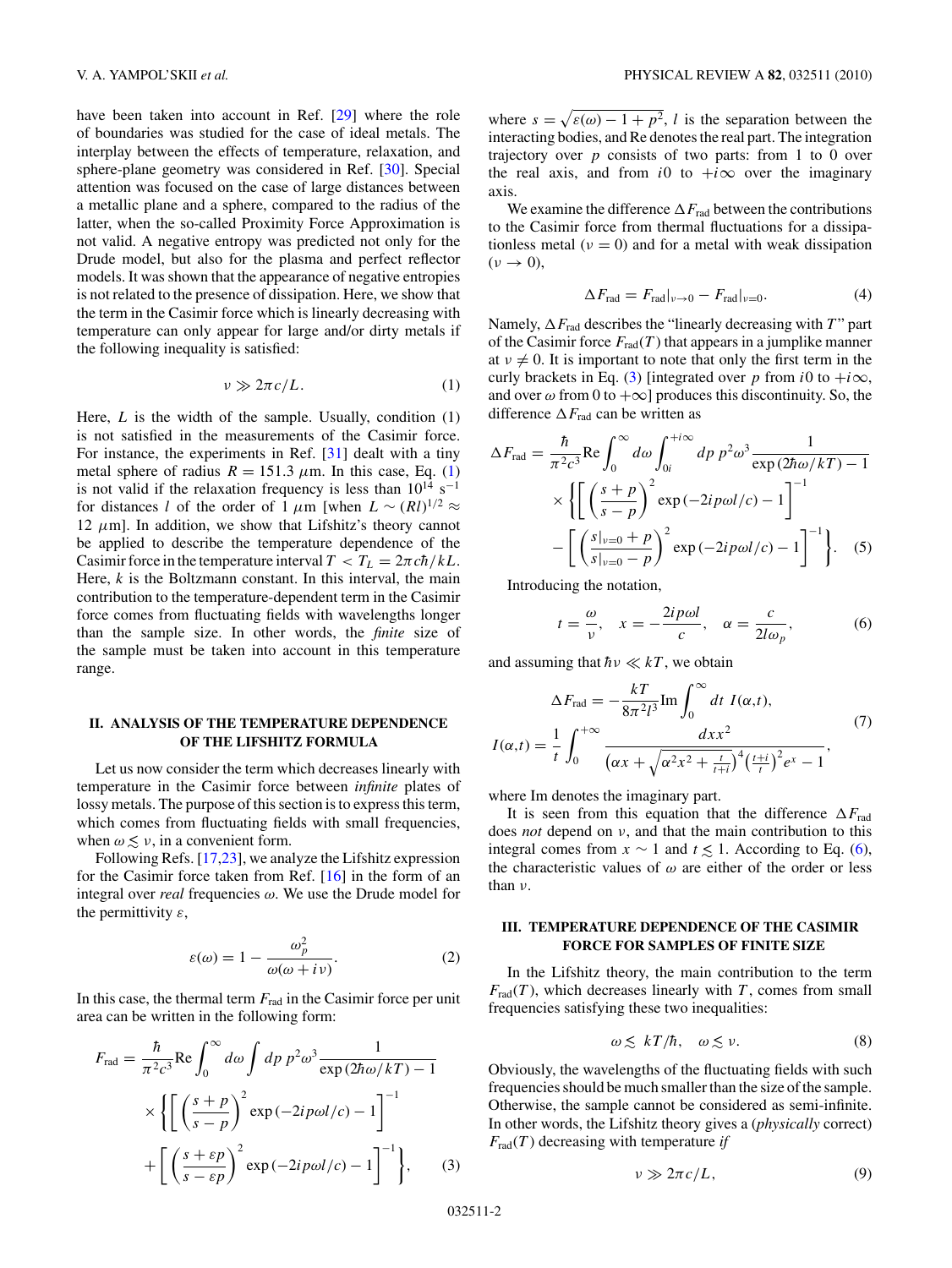have been taken into account in Ref. [29] where the role of boundaries was studied for the case of ideal metals. The interplay between the effects of temperature, relaxation, and sphere-plane geometry was considered in Ref. [30]. Special attention was focused on the case of large distances between a metallic plane and a sphere, compared to the radius of the latter, when the so-called Proximity Force Approximation is not valid. A negative entropy was predicted not only for the Drude model, but also for the plasma and perfect reflector models. It was shown that the appearance of negative entropies is not related to the presence of dissipation. Here, we show that the term in the Casimir force which is linearly decreasing with temperature can only appear for large and/or dirty metals if the following inequality is satisfied:

$$\nu \gg 2\pi c/L. \tag{1}$$

Here, $L$ is the width of the sample. Usually, condition (1) is not satisfied in the measurements of the Casimir force. For instance, the experiments in Ref. [31] dealt with a tiny metal sphere of radius $R = 151.3\ \mu$m. In this case, Eq. (1) is not valid if the relaxation frequency is less than $10^{14}\ \text{s}^{-1}$ for distances $l$ of the order of $1\ \mu$m [when $L \sim (Rl)^{1/2} \approx 12\ \mu$m]. In addition, we show that Lifshitz's theory cannot be applied to describe the temperature dependence of the Casimir force in the temperature interval $T < T_L = 2\pi c\hbar/kL$. Here, $k$ is the Boltzmann constant. In this interval, the main contribution to the temperature-dependent term in the Casimir force comes from fluctuating fields with wavelengths longer than the sample size. In other words, the *finite* size of the sample must be taken into account in this temperature range.

## II. ANALYSIS OF THE TEMPERATURE DEPENDENCE OF THE LIFSHITZ FORMULA

Let us now consider the term which decreases linearly with temperature in the Casimir force between *infinite* plates of lossy metals. The purpose of this section is to express this term, which comes from fluctuating fields with small frequencies, when $\omega \lesssim \nu$, in a convenient form.

Following Refs. [17,23], we analyze the Lifshitz expression for the Casimir force taken from Ref. [16] in the form of an integral over *real* frequencies $\omega$. We use the Drude model for the permittivity $\varepsilon$,

$$\varepsilon(\omega) = 1 - \frac{\omega_p^2}{\omega(\omega + i\nu)}. \tag{2}$$

In this case, the thermal term $F_{\text{rad}}$ in the Casimir force per unit area can be written in the following form:

$$F_{\text{rad}} = \frac{\hbar}{\pi^2 c^3}\text{Re}\int_0^\infty d\omega \int dp\, p^2\omega^3 \frac{1}{\exp(2\hbar\omega/kT) - 1} \times \left\{ \left[ \left(\frac{s+p}{s-p}\right)^2 \exp(-2ip\omega l/c) - 1 \right]^{-1} + \left[ \left(\frac{s+\varepsilon p}{s-\varepsilon p}\right)^2 \exp(-2ip\omega l/c) - 1 \right]^{-1} \right\}, \tag{3}$$

where $s = \sqrt{\varepsilon(\omega) - 1 + p^2}$, $l$ is the separation between the interacting bodies, and Re denotes the real part. The integration trajectory over $p$ consists of two parts: from 1 to 0 over the real axis, and from $i0$ to $+i\infty$ over the imaginary axis.

We examine the difference $\Delta F_{\text{rad}}$ between the contributions to the Casimir force from thermal fluctuations for a dissipationless metal ($\nu = 0$) and for a metal with weak dissipation ($\nu \to 0$),

$$\Delta F_{\text{rad}} = F_{\text{rad}}|_{\nu\to 0} - F_{\text{rad}}|_{\nu=0}. \tag{4}$$

Namely, $\Delta F_{\text{rad}}$ describes the "linearly decreasing with $T$" part of the Casimir force $F_{\text{rad}}(T)$ that appears in a jumplike manner at $\nu \neq 0$. It is important to note that only the first term in the curly brackets in Eq. (3) [integrated over $p$ from $i0$ to $+i\infty$, and over $\omega$ from 0 to $+\infty$] produces this discontinuity. So, the difference $\Delta F_{\text{rad}}$ can be written as

$$\Delta F_{\text{rad}} = \frac{\hbar}{\pi^2 c^3}\text{Re}\int_0^\infty d\omega \int_{0i}^{+i\infty} dp\, p^2\omega^3 \frac{1}{\exp(2\hbar\omega/kT) - 1} \times \left\{ \left[ \left(\frac{s+p}{s-p}\right)^2 \exp(-2ip\omega l/c) - 1 \right]^{-1} - \left[ \left(\frac{s|_{\nu=0}+p}{s|_{\nu=0}-p}\right)^2 \exp(-2ip\omega l/c) - 1 \right]^{-1} \right\}. \tag{5}$$

Introducing the notation,

$$t = \frac{\omega}{\nu}, \quad x = -\frac{2ip\omega l}{c}, \quad \alpha = \frac{c}{2l\omega_p}, \tag{6}$$

and assuming that $\hbar\nu \ll kT$, we obtain

$$\Delta F_{\text{rad}} = -\frac{kT}{8\pi^2 l^3}\text{Im}\int_0^\infty dt\ I(\alpha,t),$$
$$I(\alpha,t) = \frac{1}{t}\int_0^{+\infty} \frac{dx x^2}{\left(\alpha x + \sqrt{\alpha^2 x^2 + \frac{t}{t+i}}\right)^4 \left(\frac{t+i}{t}\right)^2 e^x - 1}, \tag{7}$$

where Im denotes the imaginary part.

It is seen from this equation that the difference $\Delta F_{\text{rad}}$ does *not* depend on $\nu$, and that the main contribution to this integral comes from $x \sim 1$ and $t \lesssim 1$. According to Eq. (6), the characteristic values of $\omega$ are either of the order or less than $\nu$.

## III. TEMPERATURE DEPENDENCE OF THE CASIMIR FORCE FOR SAMPLES OF FINITE SIZE

In the Lifshitz theory, the main contribution to the term $F_{\text{rad}}(T)$, which decreases linearly with $T$, comes from small frequencies satisfying these two inequalities:

$$\omega \lesssim kT/\hbar, \quad \omega \lesssim \nu. \tag{8}$$

Obviously, the wavelengths of the fluctuating fields with such frequencies should be much smaller than the size of the sample. Otherwise, the sample cannot be considered as semi-infinite. In other words, the Lifshitz theory gives a (*physically* correct) $F_{\text{rad}}(T)$ decreasing with temperature *if*

$$\nu \gg 2\pi c/L, \tag{9}$$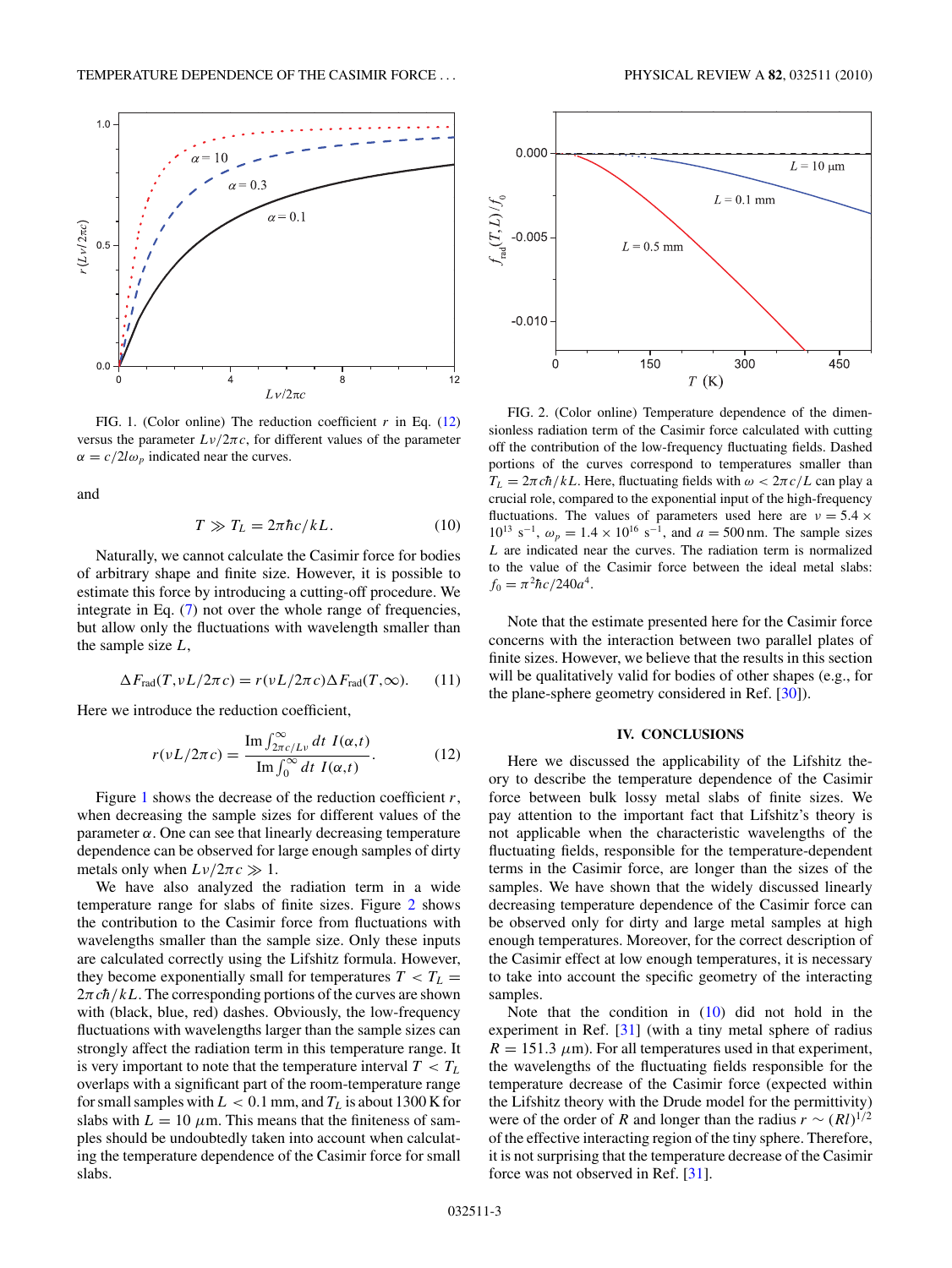FIG. 1. (Color online) The reduction coefficient $r$ in Eq. (12) versus the parameter $L\nu/2\pi c$, for different values of the parameter $\alpha = c/2l\omega_p$ indicated near the curves.

and

$$T \gg T_L = 2\pi\hbar c/kL. \tag{10}$$

Naturally, we cannot calculate the Casimir force for bodies of arbitrary shape and finite size. However, it is possible to estimate this force by introducing a cutting-off procedure. We integrate in Eq. (7) not over the whole range of frequencies, but allow only the fluctuations with wavelength smaller than the sample size $L$,

$$\Delta F_{\text{rad}}(T,\nu L/2\pi c) = r(\nu L/2\pi c)\Delta F_{\text{rad}}(T,\infty). \tag{11}$$

Here we introduce the reduction coefficient,

$$r(\nu L/2\pi c) = \frac{\text{Im}\int_{2\pi c/L\nu}^{\infty} dt\ I(\alpha,t)}{\text{Im}\int_{0}^{\infty} dt\ I(\alpha,t)}. \tag{12}$$

Figure 1 shows the decrease of the reduction coefficient $r$, when decreasing the sample sizes for different values of the parameter $\alpha$. One can see that linearly decreasing temperature dependence can be observed for large enough samples of dirty metals only when $L\nu/2\pi c \gg 1$.

We have also analyzed the radiation term in a wide temperature range for slabs of finite sizes. Figure 2 shows the contribution to the Casimir force from fluctuations with wavelengths smaller than the sample size. Only these inputs are calculated correctly using the Lifshitz formula. However, they become exponentially small for temperatures $T < T_L = 2\pi c\hbar/kL$. The corresponding portions of the curves are shown with (black, blue, red) dashes. Obviously, the low-frequency fluctuations with wavelengths larger than the sample sizes can strongly affect the radiation term in this temperature range. It is very important to note that the temperature interval $T < T_L$ overlaps with a significant part of the room-temperature range for small samples with $L < 0.1$ mm, and $T_L$ is about 1300 K for slabs with $L = 10\ \mu$m. This means that the finiteness of samples should be undoubtedly taken into account when calculating the temperature dependence of the Casimir force for small slabs.

FIG. 2. (Color online) Temperature dependence of the dimensionless radiation term of the Casimir force calculated with cutting off the contribution of the low-frequency fluctuating fields. Dashed portions of the curves correspond to temperatures smaller than $T_L = 2\pi c\hbar/kL$. Here, fluctuating fields with $\omega < 2\pi c/L$ can play a crucial role, compared to the exponential input of the high-frequency fluctuations. The values of parameters used here are $\nu = 5.4 \times 10^{13}\ \text{s}^{-1}$, $\omega_p = 1.4 \times 10^{16}\ \text{s}^{-1}$, and $a = 500$ nm. The sample sizes $L$ are indicated near the curves. The radiation term is normalized to the value of the Casimir force between the ideal metal slabs: $f_0 = \pi^2\hbar c/240a^4$.

Note that the estimate presented here for the Casimir force concerns with the interaction between two parallel plates of finite sizes. However, we believe that the results in this section will be qualitatively valid for bodies of other shapes (e.g., for the plane-sphere geometry considered in Ref. [30]).

## IV. CONCLUSIONS

Here we discussed the applicability of the Lifshitz theory to describe the temperature dependence of the Casimir force between bulk lossy metal slabs of finite sizes. We pay attention to the important fact that Lifshitz's theory is not applicable when the characteristic wavelengths of the fluctuating fields, responsible for the temperature-dependent terms in the Casimir force, are longer than the sizes of the samples. We have shown that the widely discussed linearly decreasing temperature dependence of the Casimir force can be observed only for dirty and large metal samples at high enough temperatures. Moreover, for the correct description of the Casimir effect at low enough temperatures, it is necessary to take into account the specific geometry of the interacting samples.

Note that the condition in (10) did not hold in the experiment in Ref. [31] (with a tiny metal sphere of radius $R = 151.3\ \mu$m). For all temperatures used in that experiment, the wavelengths of the fluctuating fields responsible for the temperature decrease of the Casimir force (expected within the Lifshitz theory with the Drude model for the permittivity) were of the order of $R$ and longer than the radius $r \sim (Rl)^{1/2}$ of the effective interacting region of the tiny sphere. Therefore, it is not surprising that the temperature decrease of the Casimir force was not observed in Ref. [31].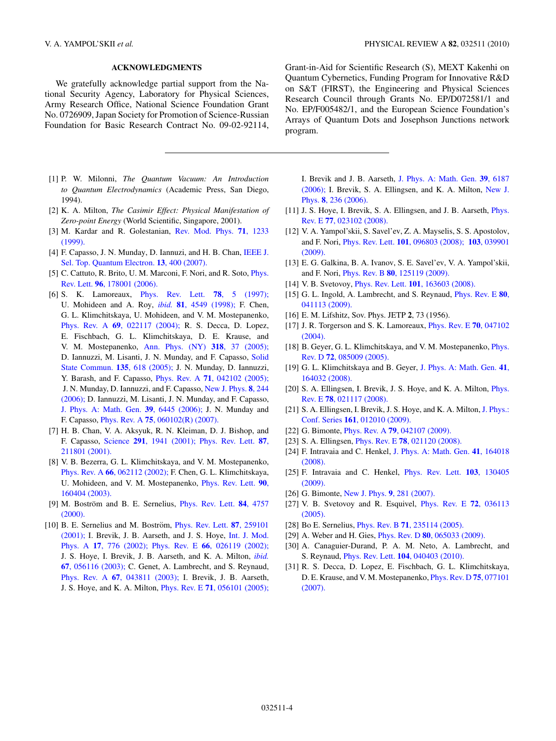## ACKNOWLEDGMENTS

We gratefully acknowledge partial support from the National Security Agency, Laboratory for Physical Sciences, Army Research Office, National Science Foundation Grant No. 0726909, Japan Society for Promotion of Science-Russian Foundation for Basic Research Contract No. 09-02-92114, Grant-in-Aid for Scientific Research (S), MEXT Kakenhi on Quantum Cybernetics, Funding Program for Innovative R&D on S&T (FIRST), the Engineering and Physical Sciences Research Council through Grants No. EP/D072581/1 and No. EP/F005482/1, and the European Science Foundation's Arrays of Quantum Dots and Josephson Junctions network program.

---

[1] P. W. Milonni, *The Quantum Vacuum: An Introduction to Quantum Electrodynamics* (Academic Press, San Diego, 1994).

[2] K. A. Milton, *The Casimir Effect: Physical Manifestation of Zero-point Energy* (World Scientific, Singapore, 2001).

[3] M. Kardar and R. Golestanian, Rev. Mod. Phys. **71**, 1233 (1999).

[4] F. Capasso, J. N. Munday, D. Iannuzi, and H. B. Chan, IEEE J. Sel. Top. Quantum Electron. **13**, 400 (2007).

[5] C. Cattuto, R. Brito, U. M. Marconi, F. Nori, and R. Soto, Phys. Rev. Lett. **96**, 178001 (2006).

[6] S. K. Lamoreaux, Phys. Rev. Lett. **78**, 5 (1997); U. Mohideen and A. Roy, *ibid.* **81**, 4549 (1998); F. Chen, G. L. Klimchitskaya, U. Mohideen, and V. M. Mostepanenko, Phys. Rev. A **69**, 022117 (2004); R. S. Decca, D. Lopez, E. Fischbach, G. L. Klimchitskaya, D. E. Krause, and V. M. Mostepanenko, Ann. Phys. (NY) **318**, 37 (2005); D. Iannuzzi, M. Lisanti, J. N. Munday, and F. Capasso, Solid State Commun. **135**, 618 (2005); J. N. Munday, D. Iannuzzi, Y. Barash, and F. Capasso, Phys. Rev. A **71**, 042102 (2005); J. N. Munday, D. Iannuzzi, and F. Capasso, New J. Phys. **8**, 244 (2006); D. Iannuzzi, M. Lisanti, J. N. Munday, and F. Capasso, J. Phys. A: Math. Gen. **39**, 6445 (2006); J. N. Munday and F. Capasso, Phys. Rev. A **75**, 060102(R) (2007).

[7] H. B. Chan, V. A. Aksyuk, R. N. Kleiman, D. J. Bishop, and F. Capasso, Science **291**, 1941 (2001); Phys. Rev. Lett. **87**, 211801 (2001).

[8] V. B. Bezerra, G. L. Klimchitskaya, and V. M. Mostepanenko, Phys. Rev. A **66**, 062112 (2002); F. Chen, G. L. Klimchitskaya, U. Mohideen, and V. M. Mostepanenko, Phys. Rev. Lett. **90**, 160404 (2003).

[9] M. Boström and B. E. Sernelius, Phys. Rev. Lett. **84**, 4757 (2000).

[10] B. E. Sernelius and M. Boström, Phys. Rev. Lett. **87**, 259101 (2001); I. Brevik, J. B. Aarseth, and J. S. Hoye, Int. J. Mod. Phys. A **17**, 776 (2002); Phys. Rev. E **66**, 026119 (2002); J. S. Hoye, I. Brevik, J. B. Aarseth, and K. A. Milton, *ibid.* **67**, 056116 (2003); C. Genet, A. Lambrecht, and S. Reynaud, Phys. Rev. A **67**, 043811 (2003); I. Brevik, J. B. Aarseth, J. S. Hoye, and K. A. Milton, Phys. Rev. E **71**, 056101 (2005); I. Brevik and J. B. Aarseth, J. Phys. A: Math. Gen. **39**, 6187 (2006); I. Brevik, S. A. Ellingsen, and K. A. Milton, New J. Phys. **8**, 236 (2006).

[11] J. S. Hoye, I. Brevik, S. A. Ellingsen, and J. B. Aarseth, Phys. Rev. E **77**, 023102 (2008).

[12] V. A. Yampol'skii, S. Savel'ev, Z. A. Mayselis, S. S. Apostolov, and F. Nori, Phys. Rev. Lett. **101**, 096803 (2008); **103**, 039901 (2009).

[13] E. G. Galkina, B. A. Ivanov, S. E. Savel'ev, V. A. Yampol'skii, and F. Nori, Phys. Rev. B **80**, 125119 (2009).

[14] V. B. Svetovoy, Phys. Rev. Lett. **101**, 163603 (2008).

[15] G. L. Ingold, A. Lambrecht, and S. Reynaud, Phys. Rev. E **80**, 041113 (2009).

[16] E. M. Lifshitz, Sov. Phys. JETP **2**, 73 (1956).

[17] J. R. Torgerson and S. K. Lamoreaux, Phys. Rev. E **70**, 047102 (2004).

[18] B. Geyer, G. L. Klimchitskaya, and V. M. Mostepanenko, Phys. Rev. D **72**, 085009 (2005).

[19] G. L. Klimchitskaya and B. Geyer, J. Phys. A: Math. Gen. **41**, 164032 (2008).

[20] S. A. Ellingsen, I. Brevik, J. S. Hoye, and K. A. Milton, Phys. Rev. E **78**, 021117 (2008).

[21] S. A. Ellingsen, I. Brevik, J. S. Hoye, and K. A. Milton, J. Phys.: Conf. Series **161**, 012010 (2009).

[22] G. Bimonte, Phys. Rev. A **79**, 042107 (2009).

[23] S. A. Ellingsen, Phys. Rev. E **78**, 021120 (2008).

[24] F. Intravaia and C. Henkel, J. Phys. A: Math. Gen. **41**, 164018 (2008).

[25] F. Intravaia and C. Henkel, Phys. Rev. Lett. **103**, 130405 (2009).

[26] G. Bimonte, New J. Phys. **9**, 281 (2007).

[27] V. B. Svetovoy and R. Esquivel, Phys. Rev. E **72**, 036113 (2005).

[28] Bo E. Sernelius, Phys. Rev. B **71**, 235114 (2005).

[29] A. Weber and H. Gies, Phys. Rev. D **80**, 065033 (2009).

[30] A. Canaguier-Durand, P. A. M. Neto, A. Lambrecht, and S. Reynaud, Phys. Rev. Lett. **104**, 040403 (2010).

[31] R. S. Decca, D. Lopez, E. Fischbach, G. L. Klimchitskaya, D. E. Krause, and V. M. Mostepanenko, Phys. Rev. D **75**, 077101 (2007).